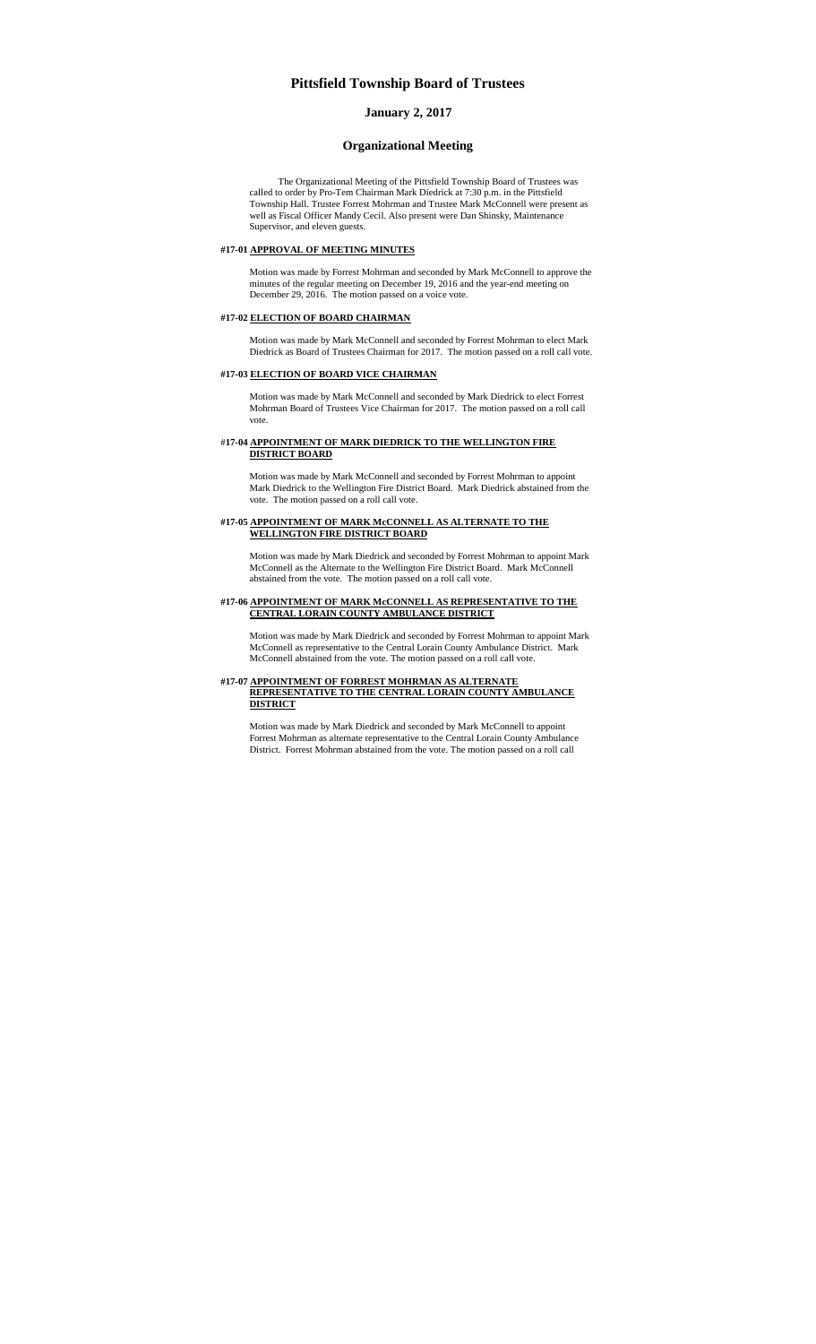# Pittsfield Township Board of Trustees

## January 2, 2017

## Organizational Meeting

The Organizational Meeting of the Pittsfield Township Board of Trustees was called to order by Pro-Tem Chairman Mark Diedrick at 7:30 p.m. in the Pittsfield Township Hall. Trustee Forrest Mohrman and Trustee Mark McConnell were present as well as Fiscal Officer Mandy Cecil. Also present were Dan Shinsky, Maintenance Supervisor, and eleven guests.

**#17-01 APPROVAL OF MEETING MINUTES**

Motion was made by Forrest Mohrman and seconded by Mark McConnell to approve the minutes of the regular meeting on December 19, 2016 and the year-end meeting on December 29, 2016. The motion passed on a voice vote.

**#17-02 ELECTION OF BOARD CHAIRMAN**

Motion was made by Mark McConnell and seconded by Forrest Mohrman to elect Mark Diedrick as Board of Trustees Chairman for 2017. The motion passed on a roll call vote.

**#17-03 ELECTION OF BOARD VICE CHAIRMAN**

Motion was made by Mark McConnell and seconded by Mark Diedrick to elect Forrest Mohrman Board of Trustees Vice Chairman for 2017. The motion passed on a roll call vote.

**#17-04 APPOINTMENT OF MARK DIEDRICK TO THE WELLINGTON FIRE DISTRICT BOARD**

Motion was made by Mark McConnell and seconded by Forrest Mohrman to appoint Mark Diedrick to the Wellington Fire District Board. Mark Diedrick abstained from the vote. The motion passed on a roll call vote.

**#17-05 APPOINTMENT OF MARK McCONNELL AS ALTERNATE TO THE WELLINGTON FIRE DISTRICT BOARD**

Motion was made by Mark Diedrick and seconded by Forrest Mohrman to appoint Mark McConnell as the Alternate to the Wellington Fire District Board. Mark McConnell abstained from the vote. The motion passed on a roll call vote.

**#17-06 APPOINTMENT OF MARK McCONNELL AS REPRESENTATIVE TO THE CENTRAL LORAIN COUNTY AMBULANCE DISTRICT**

Motion was made by Mark Diedrick and seconded by Forrest Mohrman to appoint Mark McConnell as representative to the Central Lorain County Ambulance District. Mark McConnell abstained from the vote. The motion passed on a roll call vote.

**#17-07 APPOINTMENT OF FORREST MOHRMAN AS ALTERNATE REPRESENTATIVE TO THE CENTRAL LORAIN COUNTY AMBULANCE DISTRICT**

Motion was made by Mark Diedrick and seconded by Mark McConnell to appoint Forrest Mohrman as alternate representative to the Central Lorain County Ambulance District. Forrest Mohrman abstained from the vote. The motion passed on a roll call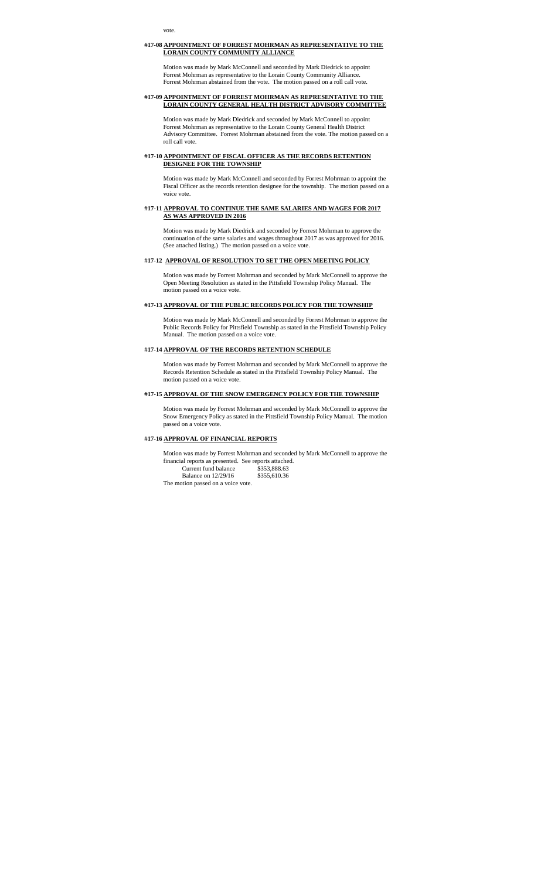vote.

**#17-08 APPOINTMENT OF FORREST MOHRMAN AS REPRESENTATIVE TO THE LORAIN COUNTY COMMUNITY ALLIANCE**

Motion was made by Mark McConnell and seconded by Mark Diedrick to appoint Forrest Mohrman as representative to the Lorain County Community Alliance. Forrest Mohrman abstained from the vote. The motion passed on a roll call vote.

**#17-09 APPOINTMENT OF FORREST MOHRMAN AS REPRESENTATIVE TO THE LORAIN COUNTY GENERAL HEALTH DISTRICT ADVISORY COMMITTEE**

Motion was made by Mark Diedrick and seconded by Mark McConnell to appoint Forrest Mohrman as representative to the Lorain County General Health District Advisory Committee. Forrest Mohrman abstained from the vote. The motion passed on a roll call vote.

**#17-10 APPOINTMENT OF FISCAL OFFICER AS THE RECORDS RETENTION DESIGNEE FOR THE TOWNSHIP**

Motion was made by Mark McConnell and seconded by Forrest Mohrman to appoint the Fiscal Officer as the records retention designee for the township. The motion passed on a voice vote.

**#17-11 APPROVAL TO CONTINUE THE SAME SALARIES AND WAGES FOR 2017 AS WAS APPROVED IN 2016**

Motion was made by Mark Diedrick and seconded by Forrest Mohrman to approve the continuation of the same salaries and wages throughout 2017 as was approved for 2016. (See attached listing.) The motion passed on a voice vote.

**#17-12 APPROVAL OF RESOLUTION TO SET THE OPEN MEETING POLICY**

Motion was made by Forrest Mohrman and seconded by Mark McConnell to approve the Open Meeting Resolution as stated in the Pittsfield Township Policy Manual. The motion passed on a voice vote.

**#17-13 APPROVAL OF THE PUBLIC RECORDS POLICY FOR THE TOWNSHIP**

Motion was made by Mark McConnell and seconded by Forrest Mohrman to approve the Public Records Policy for Pittsfield Township as stated in the Pittsfield Township Policy Manual. The motion passed on a voice vote.

**#17-14 APPROVAL OF THE RECORDS RETENTION SCHEDULE**

Motion was made by Forrest Mohrman and seconded by Mark McConnell to approve the Records Retention Schedule as stated in the Pittsfield Township Policy Manual. The motion passed on a voice vote.

**#17-15 APPROVAL OF THE SNOW EMERGENCY POLICY FOR THE TOWNSHIP**

Motion was made by Forrest Mohrman and seconded by Mark McConnell to approve the Snow Emergency Policy as stated in the Pittsfield Township Policy Manual. The motion passed on a voice vote.

**#17-16 APPROVAL OF FINANCIAL REPORTS**

Motion was made by Forrest Mohrman and seconded by Mark McConnell to approve the financial reports as presented. See reports attached.

| | |
|---|---|
| Current fund balance | $353,888.63 |
| Balance on 12/29/16 | $355,610.36 |

The motion passed on a voice vote.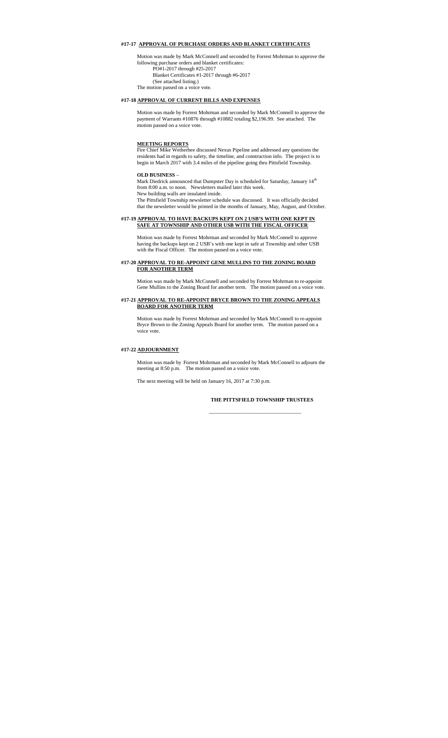**#17-17 APPROVAL OF PURCHASE ORDERS AND BLANKET CERTIFICATES**

Motion was made by Mark McConnell and seconded by Forrest Mohrman to approve the following purchase orders and blanket certificates:

PO#1-2017 through #25-2017

Blanket Certificates #1-2017 through #6-2017

(See attached listing.)

The motion passed on a voice vote.

**#17-18 APPROVAL OF CURRENT BILLS AND EXPENSES**

Motion was made by Forrest Mohrman and seconded by Mark McConnell to approve the payment of Warrants #10876 through #10882 totaling $2,196.99. See attached. The motion passed on a voice vote.

**MEETING REPORTS**

Fire Chief Mike Wetherbee discussed Nexus Pipeline and addressed any questions the residents had in regards to safety, the timeline, and construction info. The project is to begin in March 2017 with 3.4 miles of the pipeline going thru Pittsfield Township.

**OLD BUSINESS** –

Mark Diedrick announced that Dumpster Day is scheduled for Saturday, January $14^{th}$ from 8:00 a.m. to noon. Newsletters mailed later this week.

New building walls are insulated inside.

The Pittsfield Township newsletter schedule was discussed. It was officially decided that the newsletter would be printed in the months of January, May, August, and October.

**#17-19 APPROVAL TO HAVE BACKUPS KEPT ON 2 USB'S WITH ONE KEPT IN SAFE AT TOWNSHIP AND OTHER USB WITH THE FISCAL OFFICER**

Motion was made by Forrest Mohrman and seconded by Mark McConnell to approve having the backups kept on 2 USB's with one kept in safe at Township and other USB with the Fiscal Officer. The motion passed on a voice vote.

**#17-20 APPROVAL TO RE-APPOINT GENE MULLINS TO THE ZONING BOARD FOR ANOTHER TERM**

Motion was made by Mark McConnell and seconded by Forrest Mohrman to re-appoint Gene Mullins to the Zoning Board for another term. The motion passed on a voice vote.

**#17-21 APPROVAL TO RE-APPOINT BRYCE BROWN TO THE ZONING APPEALS BOARD FOR ANOTHER TERM**

Motion was made by Forrest Mohrman and seconded by Mark McConnell to re-appoint Bryce Brown to the Zoning Appeals Board for another term. The motion passed on a voice vote.

**#17-22 ADJOURNMENT**

Motion was made by Forrest Mohrman and seconded by Mark McConnell to adjourn the meeting at 8:50 p.m. The motion passed on a voice vote.

The next meeting will be held on January 16, 2017 at 7:30 p.m.

**THE PITTSFIELD TOWNSHIP TRUSTEES**

\_\_\_\_\_\_\_\_\_\_\_\_\_\_\_\_\_\_\_\_\_\_\_\_\_\_\_\_\_\_\_\_